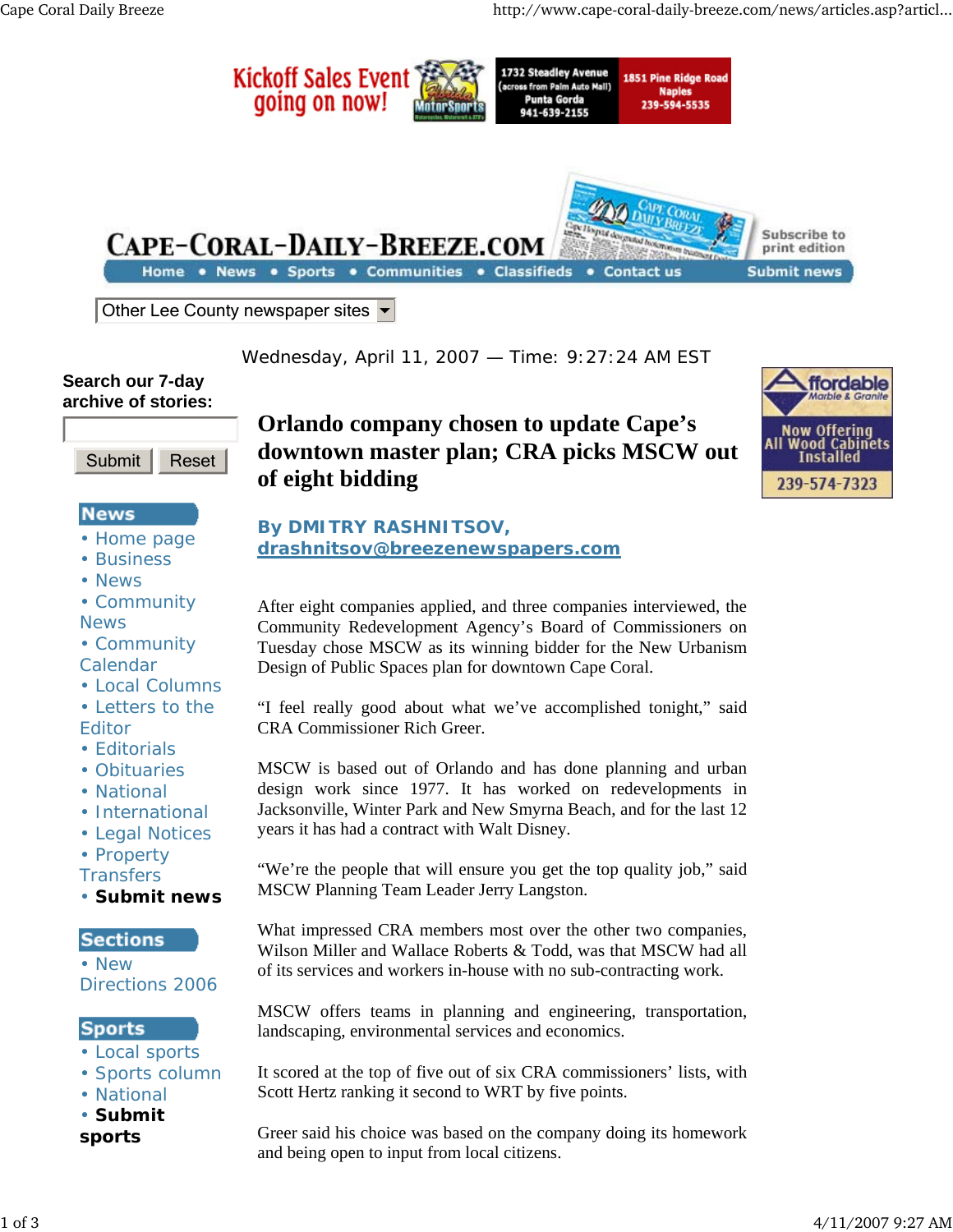# Orlando company chosen to update Cape's downtown master plan; CRA picks MSCW out of eight bidding

**By DMITRY RASHNITSOV, drashnitsov@breezenewspapers.com**

After eight companies applied, and three companies interviewed, the Community Redevelopment Agency's Board of Commissioners on Tuesday chose MSCW as its winning bidder for the New Urbanism Design of Public Spaces plan for downtown Cape Coral.

"I feel really good about what we've accomplished tonight," said CRA Commissioner Rich Greer.

MSCW is based out of Orlando and has done planning and urban design work since 1977. It has worked on redevelopments in Jacksonville, Winter Park and New Smyrna Beach, and for the last 12 years it has had a contract with Walt Disney.

"We're the people that will ensure you get the top quality job," said MSCW Planning Team Leader Jerry Langston.

What impressed CRA members most over the other two companies, Wilson Miller and Wallace Roberts & Todd, was that MSCW had all of its services and workers in-house with no sub-contracting work.

MSCW offers teams in planning and engineering, transportation, landscaping, environmental services and economics.

It scored at the top of five out of six CRA commissioners' lists, with Scott Hertz ranking it second to WRT by five points.

Greer said his choice was based on the company doing its homework and being open to input from local citizens.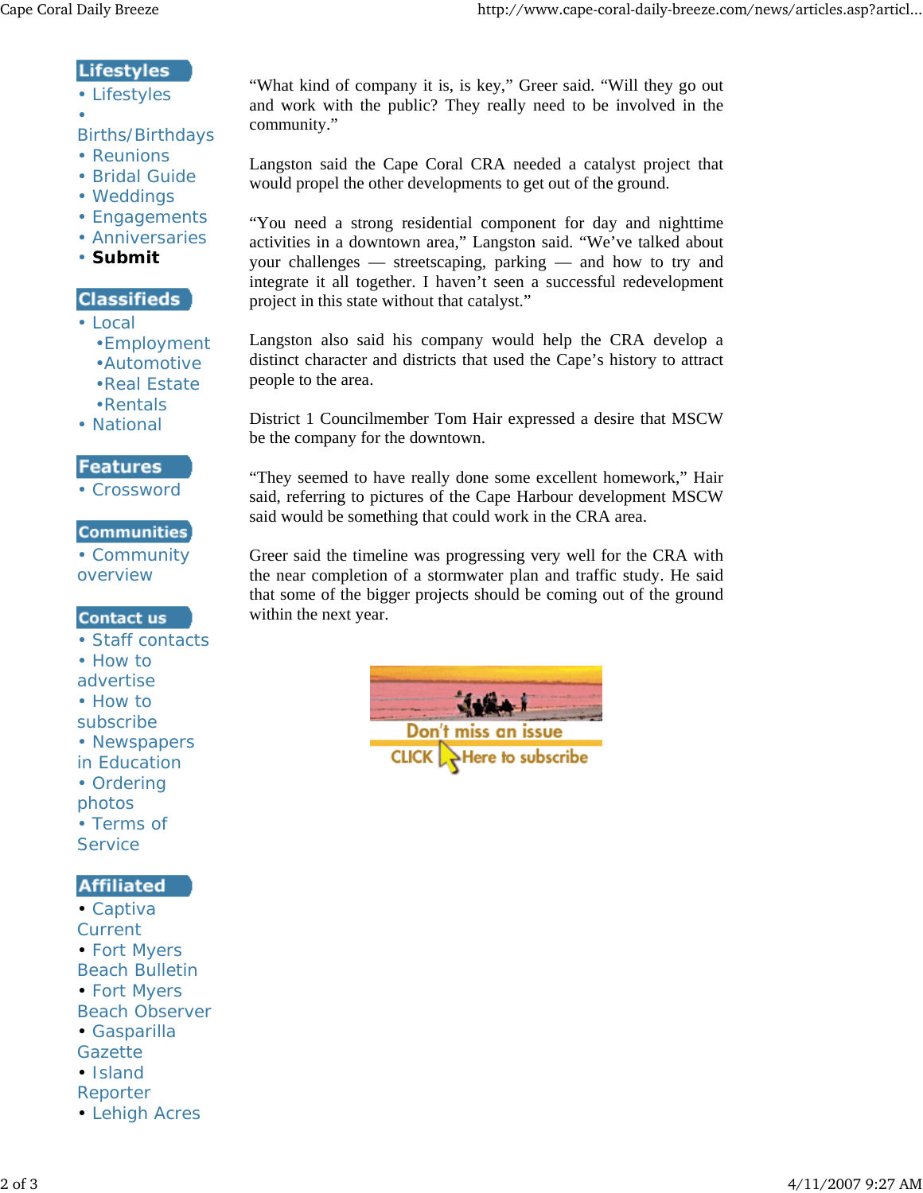**Lifestyles**

- Lifestyles
- Births/Birthdays
- Reunions
- Bridal Guide
- Weddings
- Engagements
- Anniversaries
- **Submit**

**Classifieds**

- Local
  - Employment
  - Automotive
  - Real Estate
  - Rentals
- National

**Features**

- Crossword

**Communities**

- Community overview

**Contact us**

- Staff contacts
- How to advertise
- How to subscribe
- Newspapers in Education
- Ordering photos
- Terms of Service

**Affiliated**

- Captiva Current
- Fort Myers Beach Bulletin
- Fort Myers Beach Observer
- Gasparilla Gazette
- Island Reporter
- Lehigh Acres

"What kind of company it is, is key," Greer said. "Will they go out and work with the public? They really need to be involved in the community."

Langston said the Cape Coral CRA needed a catalyst project that would propel the other developments to get out of the ground.

"You need a strong residential component for day and nighttime activities in a downtown area," Langston said. "We've talked about your challenges — streetscaping, parking — and how to try and integrate it all together. I haven't seen a successful redevelopment project in this state without that catalyst."

Langston also said his company would help the CRA develop a distinct character and districts that used the Cape's history to attract people to the area.

District 1 Councilmember Tom Hair expressed a desire that MSCW be the company for the downtown.

"They seemed to have really done some excellent homework," Hair said, referring to pictures of the Cape Harbour development MSCW said would be something that could work in the CRA area.

Greer said the timeline was progressing very well for the CRA with the near completion of a stormwater plan and traffic study. He said that some of the bigger projects should be coming out of the ground within the next year.

Don't miss an issue

CLICK Here to subscribe